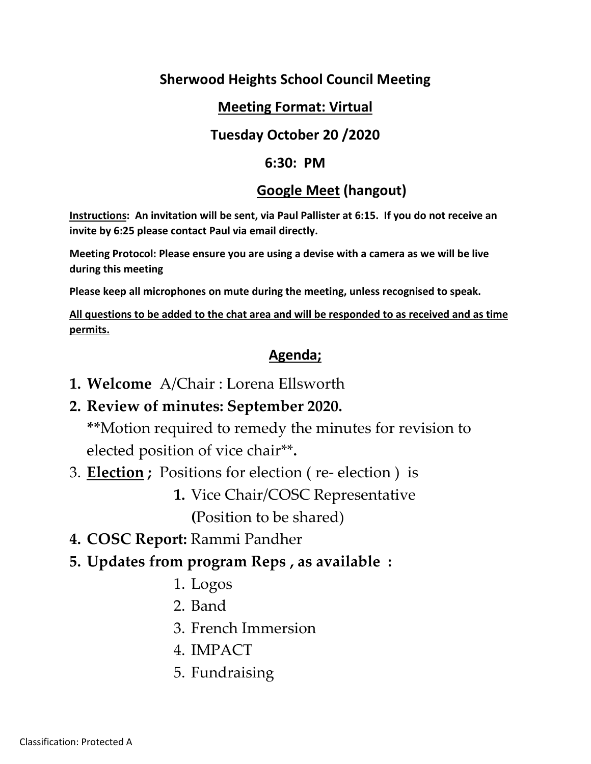# Sherwood Heights School Council Meeting

## Meeting Format: Virtual

## Tuesday October 20 /2020

## 6:30: PM

## Google Meet (hangout)

**Instructions: An invitation will be sent, via Paul Pallister at 6:15. If you do not receive an invite by 6:25 please contact Paul via email directly.**

**Meeting Protocol: Please ensure you are using a devise with a camera as we will be live during this meeting**

**Please keep all microphones on mute during the meeting, unless recognised to speak.**

**All questions to be added to the chat area and will be responded to as received and as time permits.**

## Agenda;

1. **Welcome** A/Chair : Lorena Ellsworth
2. **Review of minutes: September 2020.**
   **Motion required to remedy the minutes for revision to elected position of vice chair**.
3. **Election ;** Positions for election ( re- election ) is
   1. Vice Chair/COSC Representative (Position to be shared)
4. **COSC Report:** Rammi Pandher
5. **Updates from program Reps , as available :**
   1. Logos
   2. Band
   3. French Immersion
   4. IMPACT
   5. Fundraising

Classification: Protected A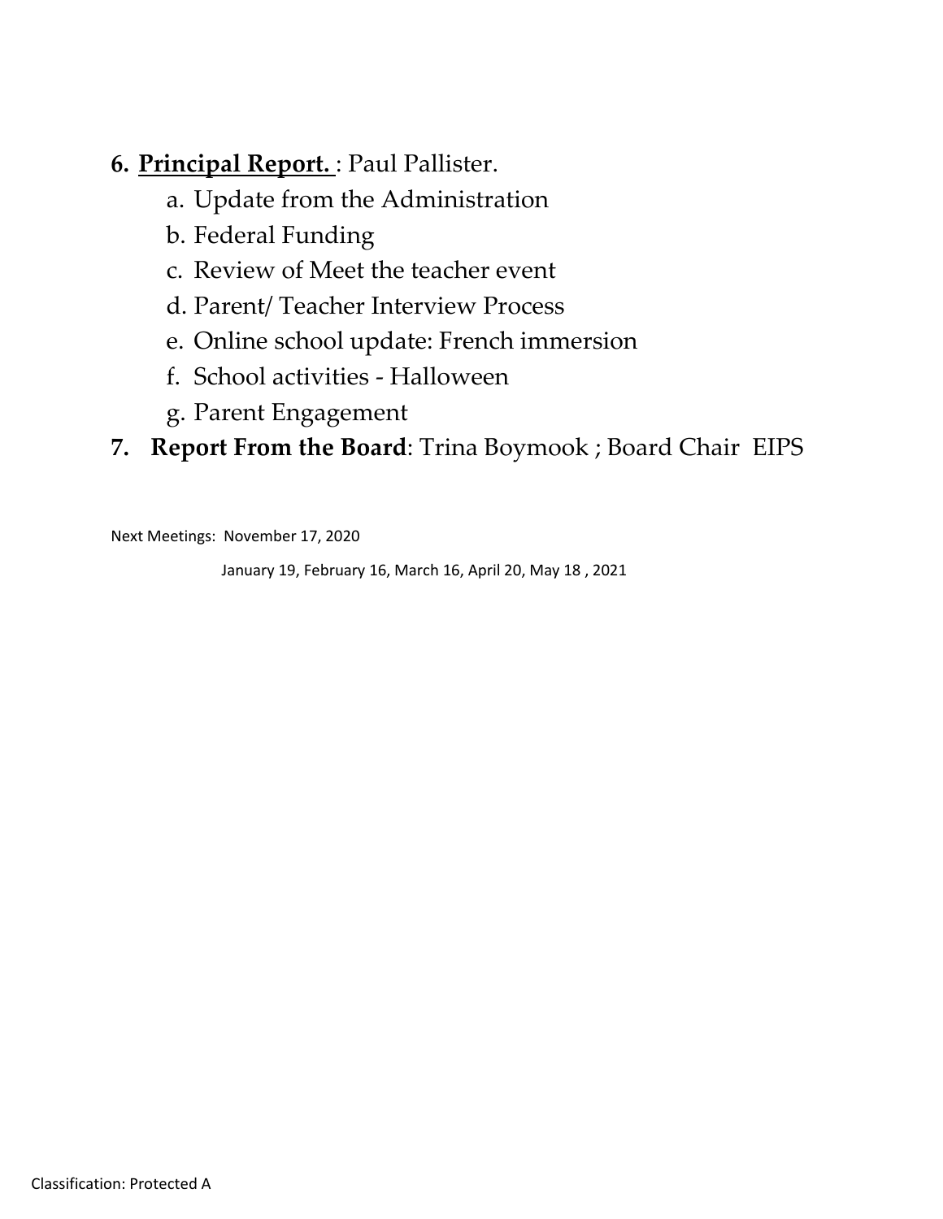6. **Principal Report.** : Paul Pallister.
    a. Update from the Administration
    b. Federal Funding
    c. Review of Meet the teacher event
    d. Parent/ Teacher Interview Process
    e. Online school update: French immersion
    f. School activities - Halloween
    g. Parent Engagement
7. **Report From the Board**: Trina Boymook ; Board Chair EIPS

Next Meetings: November 17, 2020

January 19, February 16, March 16, April 20, May 18 , 2021

Classification: Protected A